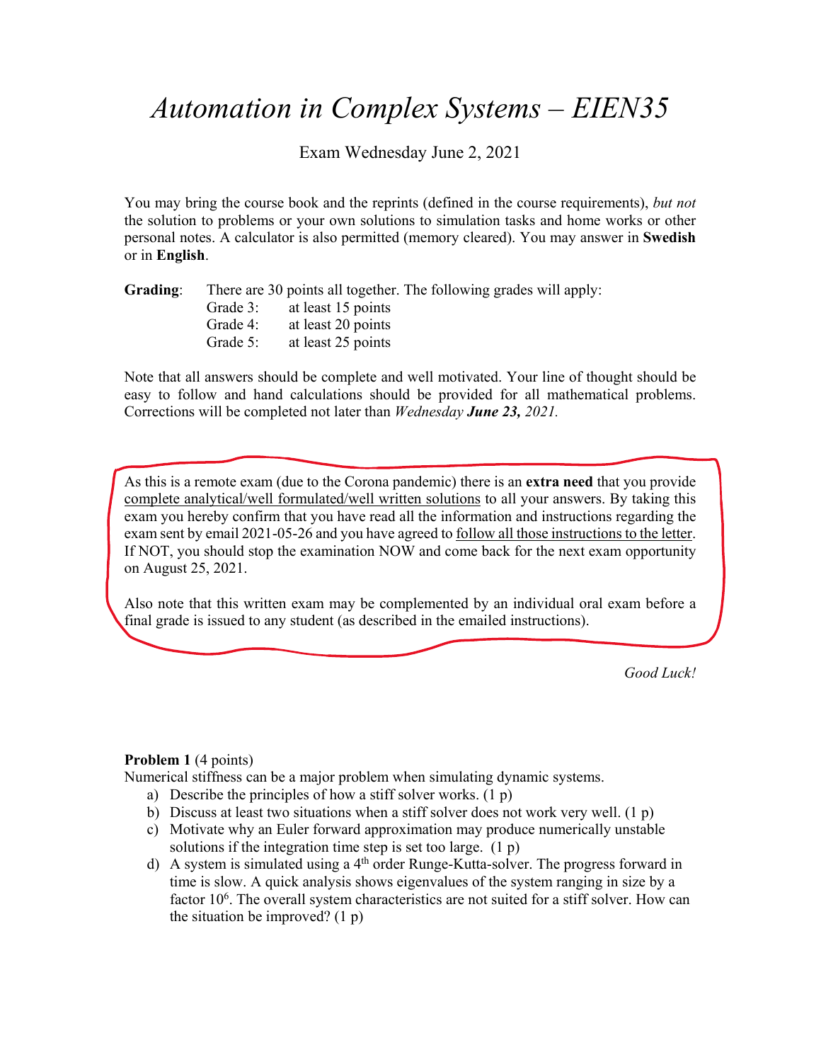# *Automation in Complex Systems – EIEN35*

Exam Wednesday June 2, 2021

You may bring the course book and the reprints (defined in the course requirements), *but not* the solution to problems or your own solutions to simulation tasks and home works or other personal notes. A calculator is also permitted (memory cleared). You may answer in **Swedish** or in **English**.

**Grading**: There are 30 points all together. The following grades will apply:

- Grade 3: at least 15 points
- Grade 4: at least 20 points
- Grade 5: at least 25 points

Note that all answers should be complete and well motivated. Your line of thought should be easy to follow and hand calculations should be provided for all mathematical problems. Corrections will be completed not later than *Wednesday **June 23,** 2021.*

As this is a remote exam (due to the Corona pandemic) there is an **extra need** that you provide complete analytical/well formulated/well written solutions to all your answers. By taking this exam you hereby confirm that you have read all the information and instructions regarding the exam sent by email 2021-05-26 and you have agreed to follow all those instructions to the letter. If NOT, you should stop the examination NOW and come back for the next exam opportunity on August 25, 2021.

Also note that this written exam may be complemented by an individual oral exam before a final grade is issued to any student (as described in the emailed instructions).

*Good Luck!*

**Problem 1** (4 points)

Numerical stiffness can be a major problem when simulating dynamic systems.

a) Describe the principles of how a stiff solver works. (1 p)

b) Discuss at least two situations when a stiff solver does not work very well. (1 p)

c) Motivate why an Euler forward approximation may produce numerically unstable solutions if the integration time step is set too large. (1 p)

d) A system is simulated using a 4th order Runge-Kutta-solver. The progress forward in time is slow. A quick analysis shows eigenvalues of the system ranging in size by a factor $10^6$. The overall system characteristics are not suited for a stiff solver. How can the situation be improved? (1 p)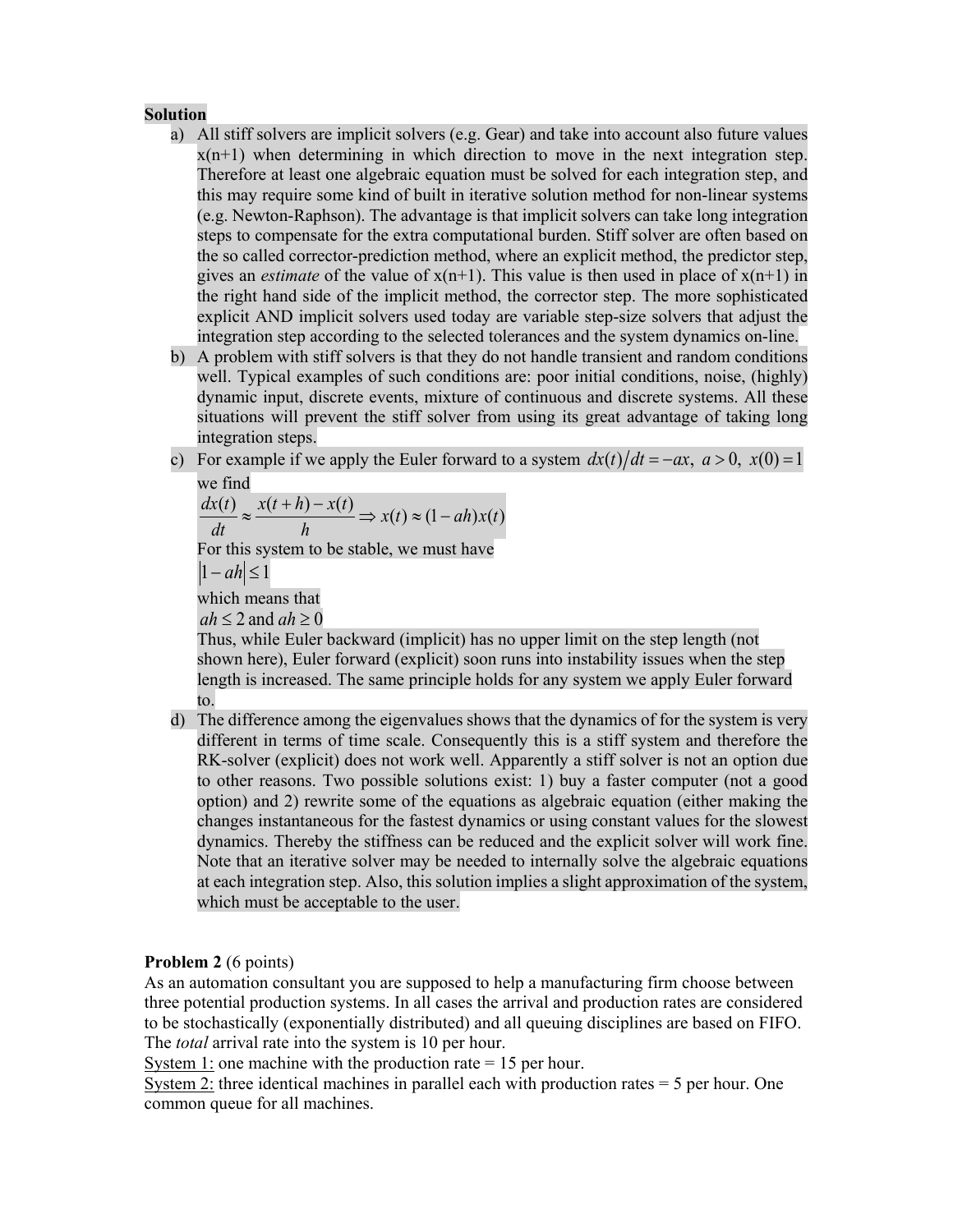**Solution**

a) All stiff solvers are implicit solvers (e.g. Gear) and take into account also future values x(n+1) when determining in which direction to move in the next integration step. Therefore at least one algebraic equation must be solved for each integration step, and this may require some kind of built in iterative solution method for non-linear systems (e.g. Newton-Raphson). The advantage is that implicit solvers can take long integration steps to compensate for the extra computational burden. Stiff solver are often based on the so called corrector-prediction method, where an explicit method, the predictor step, gives an *estimate* of the value of x(n+1). This value is then used in place of x(n+1) in the right hand side of the implicit method, the corrector step. The more sophisticated explicit AND implicit solvers used today are variable step-size solvers that adjust the integration step according to the selected tolerances and the system dynamics on-line.

b) A problem with stiff solvers is that they do not handle transient and random conditions well. Typical examples of such conditions are: poor initial conditions, noise, (highly) dynamic input, discrete events, mixture of continuous and discrete systems. All these situations will prevent the stiff solver from using its great advantage of taking long integration steps.

c) For example if we apply the Euler forward to a system $dx(t)/dt = -ax,\ a > 0,\ x(0) = 1$ we find

$$\frac{dx(t)}{dt} \approx \frac{x(t+h) - x(t)}{h} \Rightarrow x(t) \approx (1 - ah)x(t)$$

For this system to be stable, we must have

$$|1 - ah| \leq 1$$

which means that

$$ah \leq 2 \text{ and } ah \geq 0$$

Thus, while Euler backward (implicit) has no upper limit on the step length (not shown here), Euler forward (explicit) soon runs into instability issues when the step length is increased. The same principle holds for any system we apply Euler forward to.

d) The difference among the eigenvalues shows that the dynamics of for the system is very different in terms of time scale. Consequently this is a stiff system and therefore the RK-solver (explicit) does not work well. Apparently a stiff solver is not an option due to other reasons. Two possible solutions exist: 1) buy a faster computer (not a good option) and 2) rewrite some of the equations as algebraic equation (either making the changes instantaneous for the fastest dynamics or using constant values for the slowest dynamics. Thereby the stiffness can be reduced and the explicit solver will work fine. Note that an iterative solver may be needed to internally solve the algebraic equations at each integration step. Also, this solution implies a slight approximation of the system, which must be acceptable to the user.

**Problem 2** (6 points)

As an automation consultant you are supposed to help a manufacturing firm choose between three potential production systems. In all cases the arrival and production rates are considered to be stochastically (exponentially distributed) and all queuing disciplines are based on FIFO. The *total* arrival rate into the system is 10 per hour.

System 1: one machine with the production rate = 15 per hour.

System 2: three identical machines in parallel each with production rates = 5 per hour. One common queue for all machines.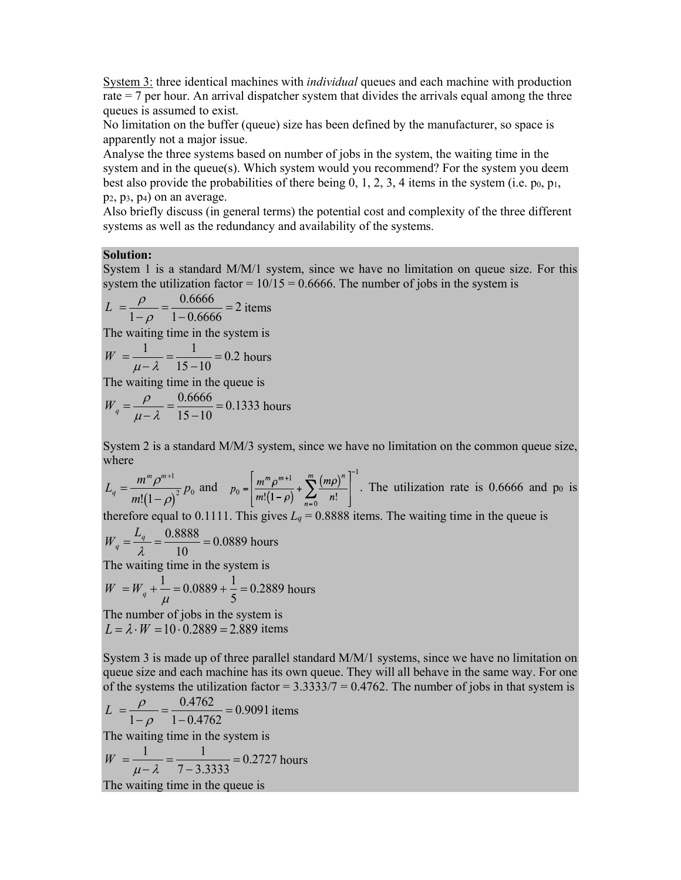System 3: three identical machines with *individual* queues and each machine with production rate = 7 per hour. An arrival dispatcher system that divides the arrivals equal among the three queues is assumed to exist.

No limitation on the buffer (queue) size has been defined by the manufacturer, so space is apparently not a major issue.

Analyse the three systems based on number of jobs in the system, the waiting time in the system and in the queue(s). Which system would you recommend? For the system you deem best also provide the probabilities of there being 0, 1, 2, 3, 4 items in the system (i.e. $p_0$, $p_1$, $p_2$, $p_3$, $p_4$) on an average.

Also briefly discuss (in general terms) the potential cost and complexity of the three different systems as well as the redundancy and availability of the systems.

**Solution:**

System 1 is a standard M/M/1 system, since we have no limitation on queue size. For this system the utilization factor = 10/15 = 0.6666. The number of jobs in the system is

$$L = \frac{\rho}{1-\rho} = \frac{0.6666}{1-0.6666} = 2 \text{ items}$$

The waiting time in the system is

$$W = \frac{1}{\mu - \lambda} = \frac{1}{15-10} = 0.2 \text{ hours}$$

The waiting time in the queue is

$$W_q = \frac{\rho}{\mu - \lambda} = \frac{0.6666}{15-10} = 0.1333 \text{ hours}$$

System 2 is a standard M/M/3 system, since we have no limitation on the common queue size, where

$L_q = \dfrac{m^m \rho^{m+1}}{m!(1-\rho)^2} p_0$ and $p_0 = \left[ \dfrac{m^m \rho^{m+1}}{m!(1-\rho)} + \sum_{n=0}^{m} \dfrac{(m\rho)^n}{n!} \right]^{-1}$. The utilization rate is 0.6666 and $p_0$ is therefore equal to 0.1111. This gives $L_q$ = 0.8888 items. The waiting time in the queue is

$$W_q = \frac{L_q}{\lambda} = \frac{0.8888}{10} = 0.0889 \text{ hours}$$

The waiting time in the system is

$$W = W_q + \frac{1}{\mu} = 0.0889 + \frac{1}{5} = 0.2889 \text{ hours}$$

The number of jobs in the system is

$$L = \lambda \cdot W = 10 \cdot 0.2889 = 2.889 \text{ items}$$

System 3 is made up of three parallel standard M/M/1 systems, since we have no limitation on queue size and each machine has its own queue. They will all behave in the same way. For one of the systems the utilization factor = 3.3333/7 = 0.4762. The number of jobs in that system is

$$L = \frac{\rho}{1-\rho} = \frac{0.4762}{1-0.4762} = 0.9091 \text{ items}$$

The waiting time in the system is

$$W = \frac{1}{\mu - \lambda} = \frac{1}{7-3.3333} = 0.2727 \text{ hours}$$

The waiting time in the queue is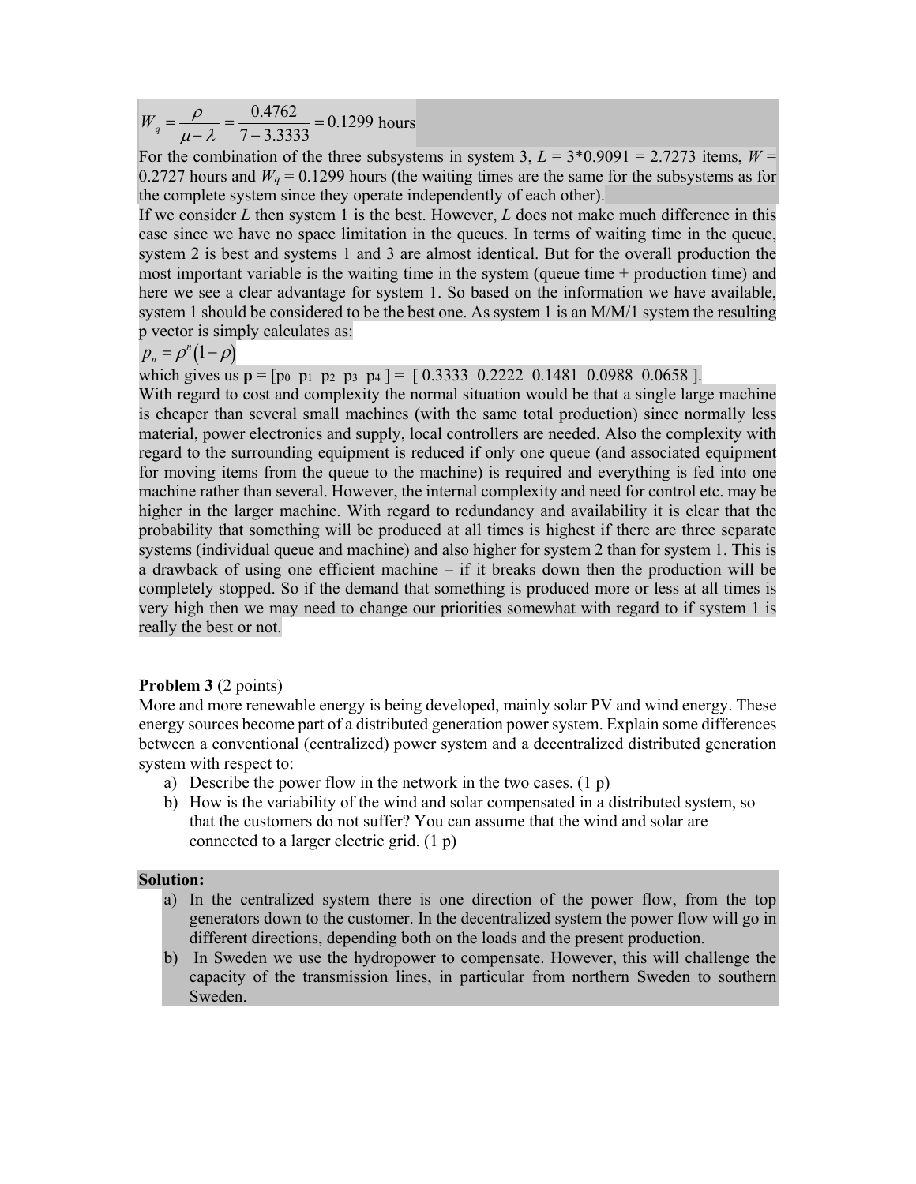$$W_q = \frac{\rho}{\mu - \lambda} = \frac{0.4762}{7 - 3.3333} = 0.1299 \text{ hours}$$

For the combination of the three subsystems in system 3, $L$ = 3*0.9091 = 2.7273 items, $W$ = 0.2727 hours and $W_q$ = 0.1299 hours (the waiting times are the same for the subsystems as for the complete system since they operate independently of each other).

If we consider $L$ then system 1 is the best. However, $L$ does not make much difference in this case since we have no space limitation in the queues. In terms of waiting time in the queue, system 2 is best and systems 1 and 3 are almost identical. But for the overall production the most important variable is the waiting time in the system (queue time + production time) and here we see a clear advantage for system 1. So based on the information we have available, system 1 should be considered to be the best one. As system 1 is an M/M/1 system the resulting p vector is simply calculates as:

$$p_n = \rho^n (1 - \rho)$$

which gives us **p** = [$p_0$ $p_1$ $p_2$ $p_3$ $p_4$ ] = [ 0.3333 0.2222 0.1481 0.0988 0.0658 ].

With regard to cost and complexity the normal situation would be that a single large machine is cheaper than several small machines (with the same total production) since normally less material, power electronics and supply, local controllers are needed. Also the complexity with regard to the surrounding equipment is reduced if only one queue (and associated equipment for moving items from the queue to the machine) is required and everything is fed into one machine rather than several. However, the internal complexity and need for control etc. may be higher in the larger machine. With regard to redundancy and availability it is clear that the probability that something will be produced at all times is highest if there are three separate systems (individual queue and machine) and also higher for system 2 than for system 1. This is a drawback of using one efficient machine – if it breaks down then the production will be completely stopped. So if the demand that something is produced more or less at all times is very high then we may need to change our priorities somewhat with regard to if system 1 is really the best or not.

**Problem 3** (2 points)

More and more renewable energy is being developed, mainly solar PV and wind energy. These energy sources become part of a distributed generation power system. Explain some differences between a conventional (centralized) power system and a decentralized distributed generation system with respect to:

a) Describe the power flow in the network in the two cases. (1 p)
b) How is the variability of the wind and solar compensated in a distributed system, so that the customers do not suffer? You can assume that the wind and solar are connected to a larger electric grid. (1 p)

**Solution:**

a) In the centralized system there is one direction of the power flow, from the top generators down to the customer. In the decentralized system the power flow will go in different directions, depending both on the loads and the present production.
b) In Sweden we use the hydropower to compensate. However, this will challenge the capacity of the transmission lines, in particular from northern Sweden to southern Sweden.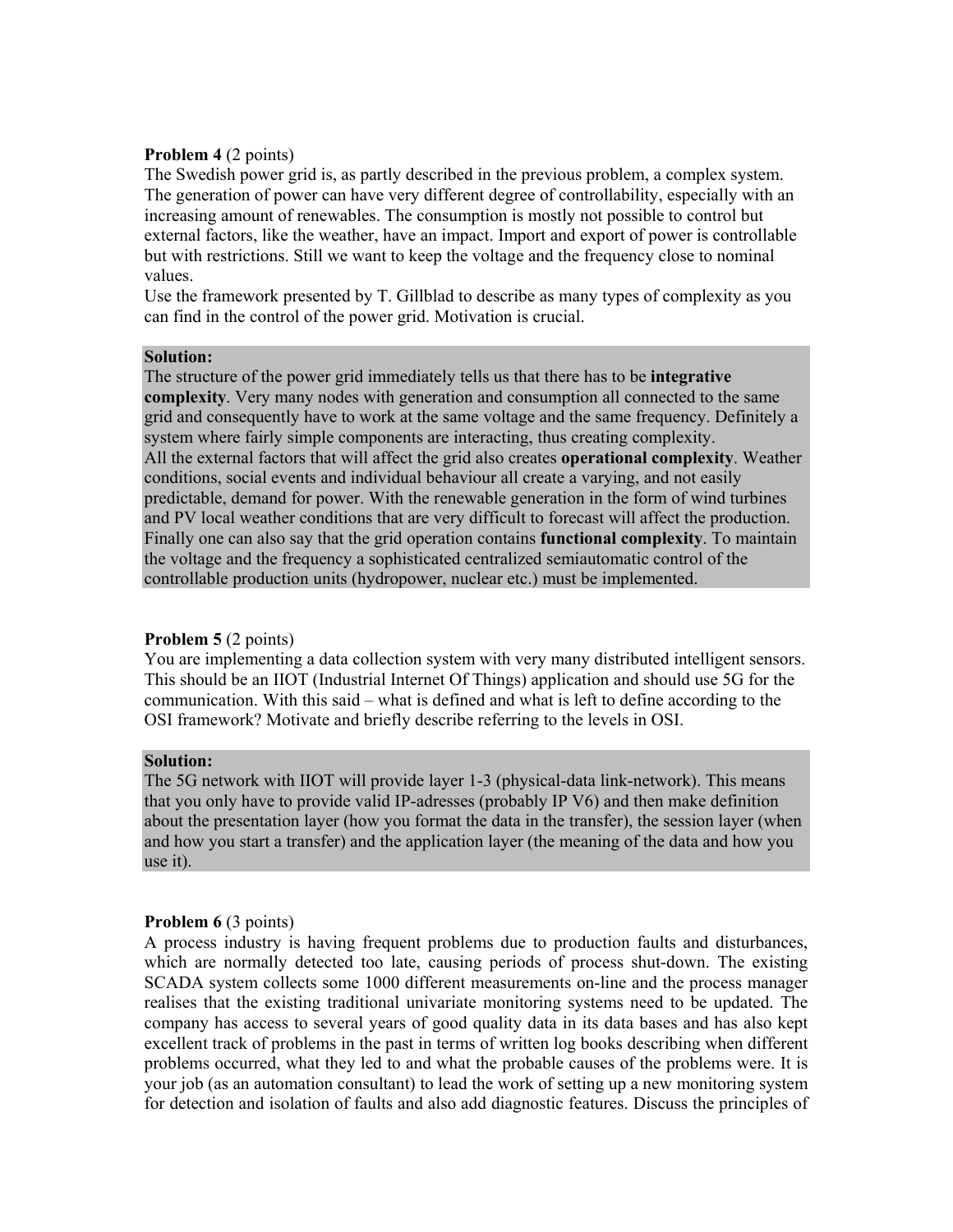**Problem 4** (2 points)
The Swedish power grid is, as partly described in the previous problem, a complex system. The generation of power can have very different degree of controllability, especially with an increasing amount of renewables. The consumption is mostly not possible to control but external factors, like the weather, have an impact. Import and export of power is controllable but with restrictions. Still we want to keep the voltage and the frequency close to nominal values.
Use the framework presented by T. Gillblad to describe as many types of complexity as you can find in the control of the power grid. Motivation is crucial.

**Solution:**
The structure of the power grid immediately tells us that there has to be **integrative complexity**. Very many nodes with generation and consumption all connected to the same grid and consequently have to work at the same voltage and the same frequency. Definitely a system where fairly simple components are interacting, thus creating complexity.
All the external factors that will affect the grid also creates **operational complexity**. Weather conditions, social events and individual behaviour all create a varying, and not easily predictable, demand for power. With the renewable generation in the form of wind turbines and PV local weather conditions that are very difficult to forecast will affect the production.
Finally one can also say that the grid operation contains **functional complexity**. To maintain the voltage and the frequency a sophisticated centralized semiautomatic control of the controllable production units (hydropower, nuclear etc.) must be implemented.

**Problem 5** (2 points)
You are implementing a data collection system with very many distributed intelligent sensors. This should be an IIOT (Industrial Internet Of Things) application and should use 5G for the communication. With this said – what is defined and what is left to define according to the OSI framework? Motivate and briefly describe referring to the levels in OSI.

**Solution:**
The 5G network with IIOT will provide layer 1-3 (physical-data link-network). This means that you only have to provide valid IP-adresses (probably IP V6) and then make definition about the presentation layer (how you format the data in the transfer), the session layer (when and how you start a transfer) and the application layer (the meaning of the data and how you use it).

**Problem 6** (3 points)
A process industry is having frequent problems due to production faults and disturbances, which are normally detected too late, causing periods of process shut-down. The existing SCADA system collects some 1000 different measurements on-line and the process manager realises that the existing traditional univariate monitoring systems need to be updated. The company has access to several years of good quality data in its data bases and has also kept excellent track of problems in the past in terms of written log books describing when different problems occurred, what they led to and what the probable causes of the problems were. It is your job (as an automation consultant) to lead the work of setting up a new monitoring system for detection and isolation of faults and also add diagnostic features. Discuss the principles of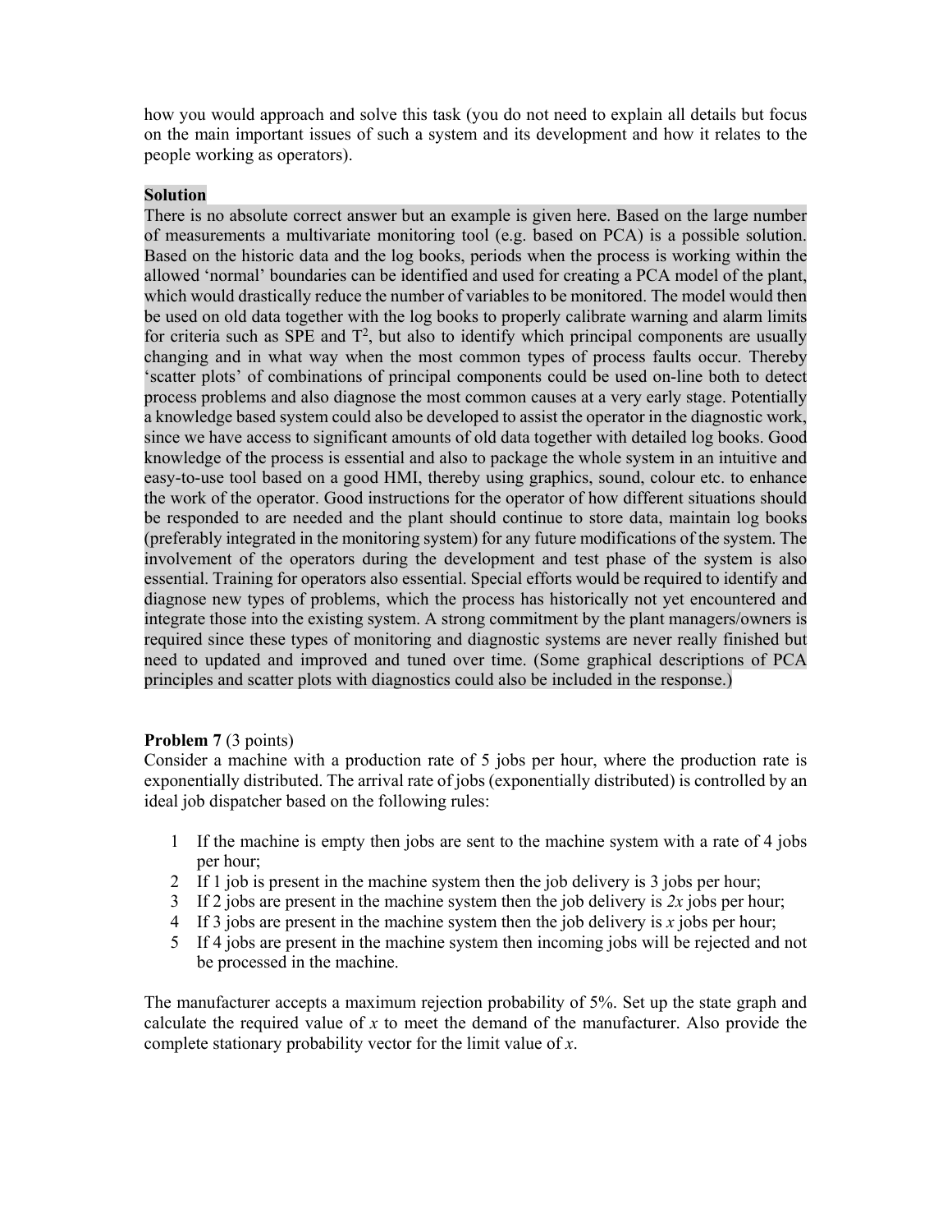how you would approach and solve this task (you do not need to explain all details but focus on the main important issues of such a system and its development and how it relates to the people working as operators).

**Solution**

There is no absolute correct answer but an example is given here. Based on the large number of measurements a multivariate monitoring tool (e.g. based on PCA) is a possible solution. Based on the historic data and the log books, periods when the process is working within the allowed 'normal' boundaries can be identified and used for creating a PCA model of the plant, which would drastically reduce the number of variables to be monitored. The model would then be used on old data together with the log books to properly calibrate warning and alarm limits for criteria such as SPE and $T^2$, but also to identify which principal components are usually changing and in what way when the most common types of process faults occur. Thereby 'scatter plots' of combinations of principal components could be used on-line both to detect process problems and also diagnose the most common causes at a very early stage. Potentially a knowledge based system could also be developed to assist the operator in the diagnostic work, since we have access to significant amounts of old data together with detailed log books. Good knowledge of the process is essential and also to package the whole system in an intuitive and easy-to-use tool based on a good HMI, thereby using graphics, sound, colour etc. to enhance the work of the operator. Good instructions for the operator of how different situations should be responded to are needed and the plant should continue to store data, maintain log books (preferably integrated in the monitoring system) for any future modifications of the system. The involvement of the operators during the development and test phase of the system is also essential. Training for operators also essential. Special efforts would be required to identify and diagnose new types of problems, which the process has historically not yet encountered and integrate those into the existing system. A strong commitment by the plant managers/owners is required since these types of monitoring and diagnostic systems are never really finished but need to updated and improved and tuned over time. (Some graphical descriptions of PCA principles and scatter plots with diagnostics could also be included in the response.)

**Problem 7** (3 points)

Consider a machine with a production rate of 5 jobs per hour, where the production rate is exponentially distributed. The arrival rate of jobs (exponentially distributed) is controlled by an ideal job dispatcher based on the following rules:

1. If the machine is empty then jobs are sent to the machine system with a rate of 4 jobs per hour;
2. If 1 job is present in the machine system then the job delivery is 3 jobs per hour;
3. If 2 jobs are present in the machine system then the job delivery is $2x$ jobs per hour;
4. If 3 jobs are present in the machine system then the job delivery is $x$ jobs per hour;
5. If 4 jobs are present in the machine system then incoming jobs will be rejected and not be processed in the machine.

The manufacturer accepts a maximum rejection probability of 5%. Set up the state graph and calculate the required value of $x$ to meet the demand of the manufacturer. Also provide the complete stationary probability vector for the limit value of $x$.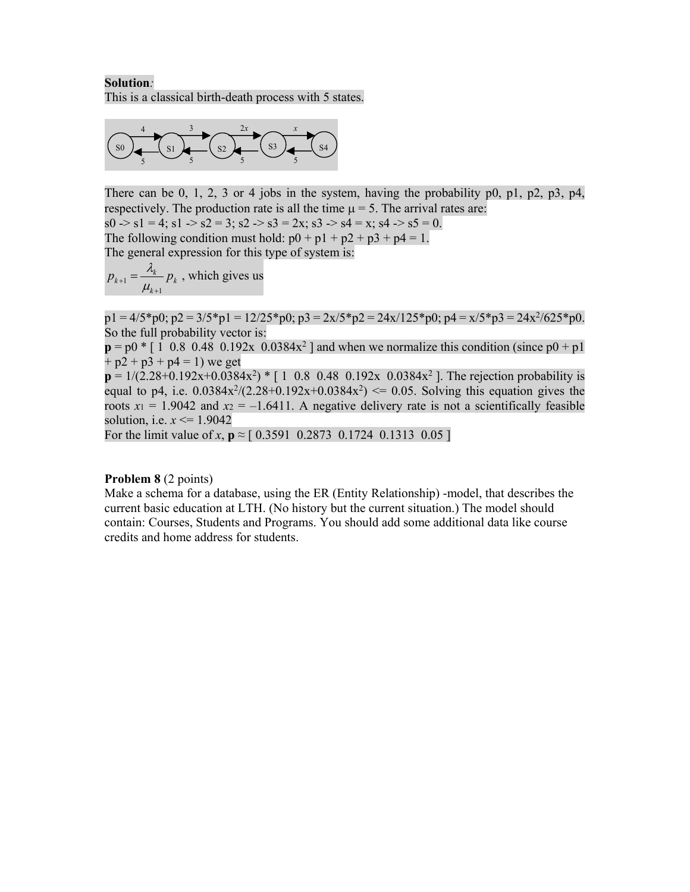**Solution**:
This is a classical birth-death process with 5 states.

There can be 0, 1, 2, 3 or 4 jobs in the system, having the probability p0, p1, p2, p3, p4, respectively. The production rate is all the time $\mu = 5$. The arrival rates are:
s0 -> s1 = 4; s1 -> s2 = 3; s2 -> s3 = 2x; s3 -> s4 = x; s4 -> s5 = 0.
The following condition must hold: p0 + p1 + p2 + p3 + p4 = 1.
The general expression for this type of system is:

$p_{k+1} = \frac{\lambda_k}{\mu_{k+1}} p_k$ , which gives us

p1 = 4/5*p0; p2 = 3/5*p1 = 12/25*p0; p3 = 2x/5*p2 = 24x/125*p0; p4 = x/5*p3 = $24x^2$/625*p0.
So the full probability vector is:
**p** = p0 * [ 1 0.8 0.48 0.192x $0.0384x^2$ ] and when we normalize this condition (since p0 + p1 + p2 + p3 + p4 = 1) we get
**p** = 1/(2.28+0.192x+$0.0384x^2$) * [ 1 0.8 0.48 0.192x $0.0384x^2$ ]. The rejection probability is equal to p4, i.e. $0.0384x^2/(2.28+0.192x+0.0384x^2) \le 0.05$. Solving this equation gives the roots $x_1 = 1.9042$ and $x_2 = -1.6411$. A negative delivery rate is not a scientifically feasible solution, i.e. $x \le 1.9042$
For the limit value of *x*, **p** ≈ [ 0.3591 0.2873 0.1724 0.1313 0.05 ]

**Problem 8** (2 points)
Make a schema for a database, using the ER (Entity Relationship) -model, that describes the current basic education at LTH. (No history but the current situation.) The model should contain: Courses, Students and Programs. You should add some additional data like course credits and home address for students.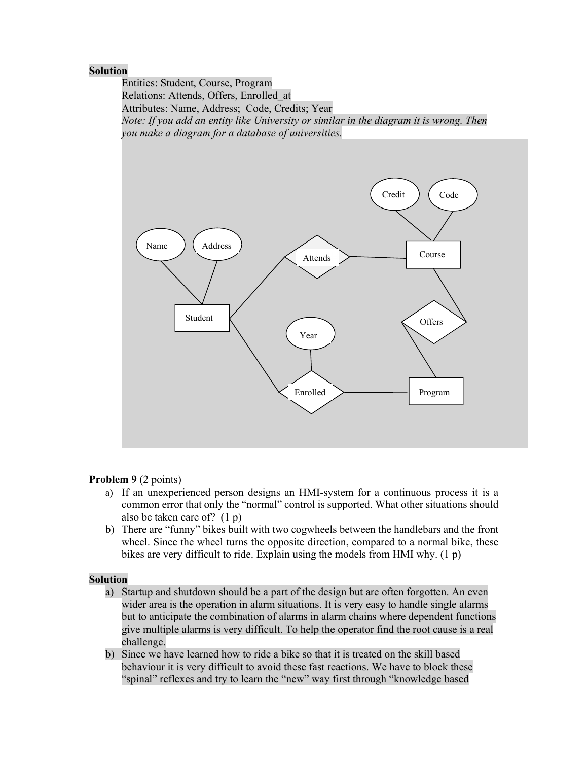**Solution**

Entities: Student, Course, Program
Relations: Attends, Offers, Enrolled_at
Attributes: Name, Address; Code, Credits; Year
*Note: If you add an entity like University or similar in the diagram it is wrong. Then you make a diagram for a database of universities.*

**Problem 9** (2 points)

a) If an unexperienced person designs an HMI-system for a continuous process it is a common error that only the "normal" control is supported. What other situations should also be taken care of? (1 p)

b) There are "funny" bikes built with two cogwheels between the handlebars and the front wheel. Since the wheel turns the opposite direction, compared to a normal bike, these bikes are very difficult to ride. Explain using the models from HMI why. (1 p)

**Solution**

a) Startup and shutdown should be a part of the design but are often forgotten. An even wider area is the operation in alarm situations. It is very easy to handle single alarms but to anticipate the combination of alarms in alarm chains where dependent functions give multiple alarms is very difficult. To help the operator find the root cause is a real challenge.

b) Since we have learned how to ride a bike so that it is treated on the skill based behaviour it is very difficult to avoid these fast reactions. We have to block these "spinal" reflexes and try to learn the "new" way first through "knowledge based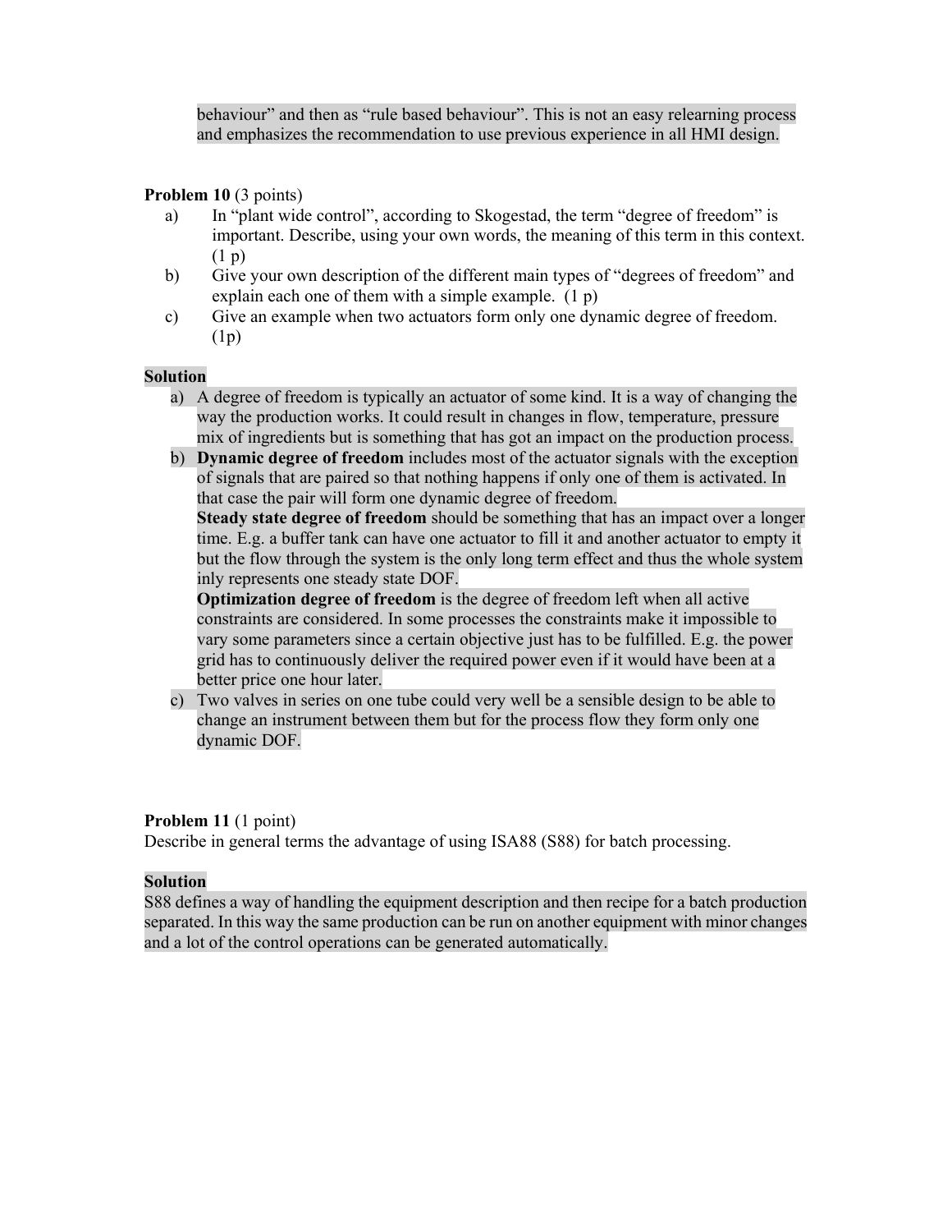behaviour" and then as "rule based behaviour". This is not an easy relearning process and emphasizes the recommendation to use previous experience in all HMI design.

**Problem 10** (3 points)

a) In "plant wide control", according to Skogestad, the term "degree of freedom" is important. Describe, using your own words, the meaning of this term in this context. (1 p)

b) Give your own description of the different main types of "degrees of freedom" and explain each one of them with a simple example. (1 p)

c) Give an example when two actuators form only one dynamic degree of freedom. (1p)

**Solution**

a) A degree of freedom is typically an actuator of some kind. It is a way of changing the way the production works. It could result in changes in flow, temperature, pressure mix of ingredients but is something that has got an impact on the production process.

b) **Dynamic degree of freedom** includes most of the actuator signals with the exception of signals that are paired so that nothing happens if only one of them is activated. In that case the pair will form one dynamic degree of freedom.
**Steady state degree of freedom** should be something that has an impact over a longer time. E.g. a buffer tank can have one actuator to fill it and another actuator to empty it but the flow through the system is the only long term effect and thus the whole system inly represents one steady state DOF.
**Optimization degree of freedom** is the degree of freedom left when all active constraints are considered. In some processes the constraints make it impossible to vary some parameters since a certain objective just has to be fulfilled. E.g. the power grid has to continuously deliver the required power even if it would have been at a better price one hour later.

c) Two valves in series on one tube could very well be a sensible design to be able to change an instrument between them but for the process flow they form only one dynamic DOF.

**Problem 11** (1 point)

Describe in general terms the advantage of using ISA88 (S88) for batch processing.

**Solution**

S88 defines a way of handling the equipment description and then recipe for a batch production separated. In this way the same production can be run on another equipment with minor changes and a lot of the control operations can be generated automatically.